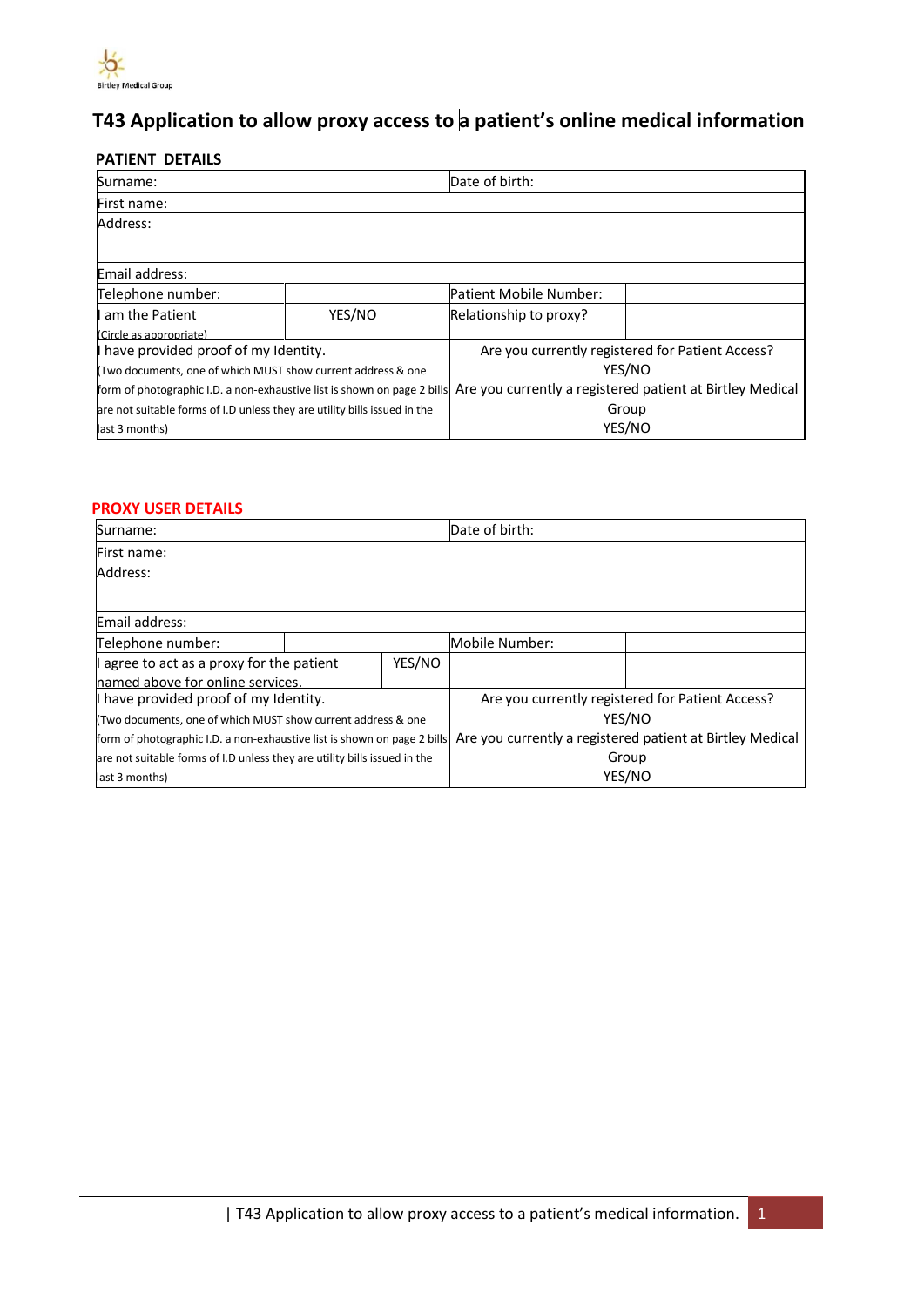Birtley Medical Group

# T43 Application to allow proxy access to a patient's online medical information

## PATIENT DETAILS

| | | | |
|---|---|---|---|
| Surname: | | Date of birth: | |
| First name: | | | |
| Address: | | | |
| Email address: | | | |
| Telephone number: | | Patient Mobile Number: | |
| I am the Patient (Circle as appropriate) | YES/NO | Relationship to proxy? | |
| I have provided proof of my Identity. (Two documents, one of which MUST show current address & one form of photographic I.D. a non-exhaustive list is shown on page 2 bills are not suitable forms of I.D unless they are utility bills issued in the last 3 months) | | Are you currently registered for Patient Access? YES/NO Are you currently a registered patient at Birtley Medical Group YES/NO | |

## PROXY USER DETAILS

| | | | |
|---|---|---|---|
| Surname: | | Date of birth: | |
| First name: | | | |
| Address: | | | |
| Email address: | | | |
| Telephone number: | | Mobile Number: | |
| I agree to act as a proxy for the patient named above for online services. | YES/NO | | |
| I have provided proof of my Identity. (Two documents, one of which MUST show current address & one form of photographic I.D. a non-exhaustive list is shown on page 2 bills are not suitable forms of I.D unless they are utility bills issued in the last 3 months) | | Are you currently registered for Patient Access? YES/NO Are you currently a registered patient at Birtley Medical Group YES/NO | |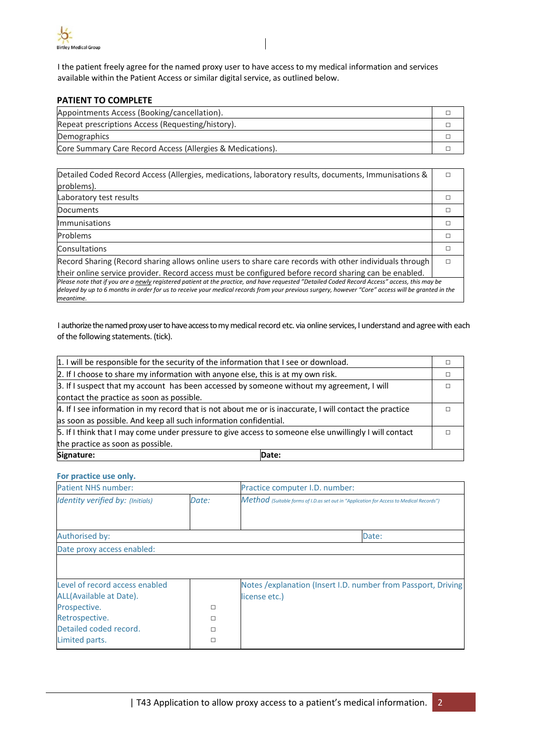I the patient freely agree for the named proxy user to have access to my medical information and services available within the Patient Access or similar digital service, as outlined below.

**PATIENT TO COMPLETE**

| | |
|---|---|
| Appointments Access (Booking/cancellation). | ☐ |
| Repeat prescriptions Access (Requesting/history). | ☐ |
| Demographics | ☐ |
| Core Summary Care Record Access (Allergies & Medications). | ☐ |

| | |
|---|---|
| Detailed Coded Record Access (Allergies, medications, laboratory results, documents, Immunisations & problems). | ☐ |
| Laboratory test results | ☐ |
| Documents | ☐ |
| Immunisations | ☐ |
| Problems | ☐ |
| Consultations | ☐ |
| Record Sharing (Record sharing allows online users to share care records with other individuals through their online service provider. Record access must be configured before record sharing can be enabled. | ☐ |
| *Please note that if you are a newly registered patient at the practice, and have requested "Detailed Coded Record Access" access, this may be delayed by up to 6 months in order for us to receive your medical records from your previous surgery, however "Core" access will be granted in the meantime.* | |

I authorize the named proxy user to have access to my medical record etc. via online services, I understand and agree with each of the following statements. (tick).

| | |
|---|---|
| 1. I will be responsible for the security of the information that I see or download. | ☐ |
| 2. If I choose to share my information with anyone else, this is at my own risk. | ☐ |
| 3. If I suspect that my account has been accessed by someone without my agreement, I will contact the practice as soon as possible. | ☐ |
| 4. If I see information in my record that is not about me or is inaccurate, I will contact the practice as soon as possible. And keep all such information confidential. | ☐ |
| 5. If I think that I may come under pressure to give access to someone else unwillingly I will contact the practice as soon as possible. | ☐ |
| **Signature:** | **Date:** |

**For practice use only.**

| | | | |
|---|---|---|---|
| Patient NHS number: | | Practice computer I.D. number: | |
| *Identity verified by: (Initials)* | *Date:* | *Method (Suitable forms of I.D.as set out in "Application for Access to Medical Records")* | |
| Authorised by: | | | Date: |
| Date proxy access enabled: | | | |
| Level of record access enabled<br>ALL(Available at Date).<br>Prospective.<br>Retrospective.<br>Detailed coded record.<br>Limited parts. | <br><br>☐<br>☐<br>☐<br>☐ | Notes /explanation (Insert I.D. number from Passport, Driving license etc.) | |

| T43 Application to allow proxy access to a patient's medical information.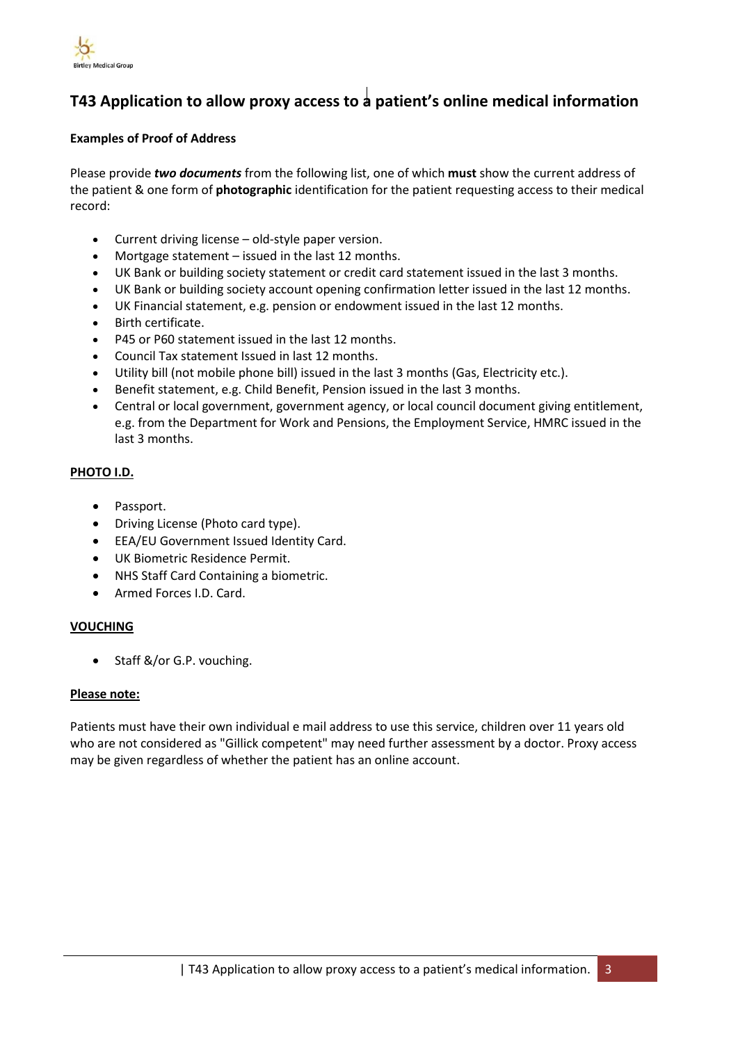# T43 Application to allow proxy access to a patient's online medical information

**Examples of Proof of Address**

Please provide ***two documents*** from the following list, one of which **must** show the current address of the patient & one form of **photographic** identification for the patient requesting access to their medical record:

- Current driving license – old-style paper version.
- Mortgage statement – issued in the last 12 months.
- UK Bank or building society statement or credit card statement issued in the last 3 months.
- UK Bank or building society account opening confirmation letter issued in the last 12 months.
- UK Financial statement, e.g. pension or endowment issued in the last 12 months.
- Birth certificate.
- P45 or P60 statement issued in the last 12 months.
- Council Tax statement Issued in last 12 months.
- Utility bill (not mobile phone bill) issued in the last 3 months (Gas, Electricity etc.).
- Benefit statement, e.g. Child Benefit, Pension issued in the last 3 months.
- Central or local government, government agency, or local council document giving entitlement, e.g. from the Department for Work and Pensions, the Employment Service, HMRC issued in the last 3 months.

**<u>PHOTO I.D.</u>**

- Passport.
- Driving License (Photo card type).
- EEA/EU Government Issued Identity Card.
- UK Biometric Residence Permit.
- NHS Staff Card Containing a biometric.
- Armed Forces I.D. Card.

**<u>VOUCHING</u>**

- Staff &/or G.P. vouching.

**<u>Please note:</u>**

Patients must have their own individual e mail address to use this service, children over 11 years old who are not considered as "Gillick competent" may need further assessment by a doctor. Proxy access may be given regardless of whether the patient has an online account.